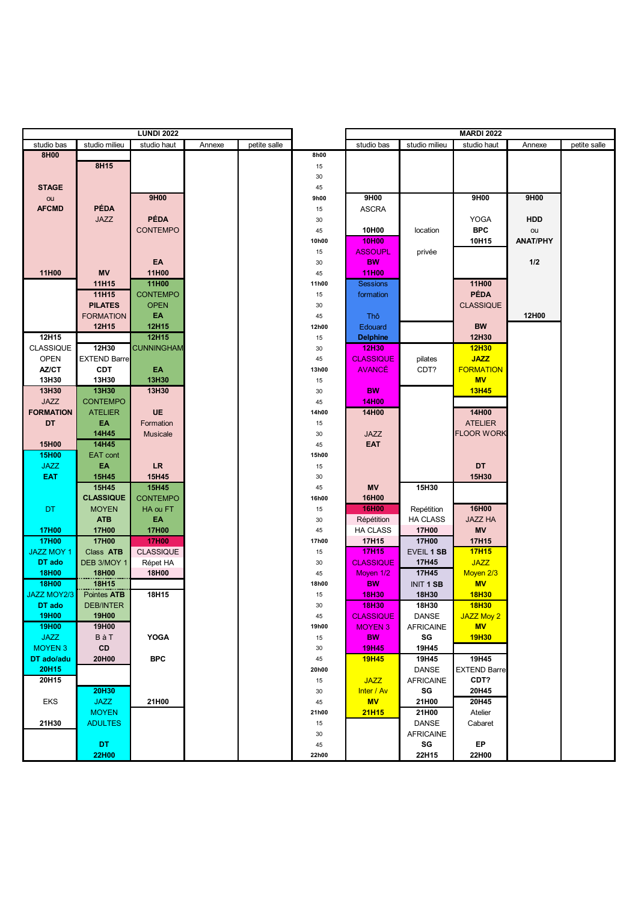| LUNDI 2022 | | | | | | MARDI 2022 | | | | |
|---|---|---|---|---|---|---|---|---|---|---|
| studio bas | studio milieu | studio haut | Annexe | petite salle | | studio bas | studio milieu | studio haut | Annexe | petite salle |
| 8H00 | | | | | 8h00 | | | | | |
| | 8H15 | | | | 15 | | | | | |
| | | | | | 30 | | | | | |
| STAGE | | | | | 45 | | | | | |
| ou | | 9H00 | | | 9h00 | 9H00 | | 9H00 | 9H00 | |
| AFCMD | PÉDA | | | | 15 | ASCRA | | | | |
| | JAZZ | PÉDA | | | 30 | | | YOGA | HDD | |
| | | CONTEMPO | | | 45 | 10H00 | location | BPC | ou | |
| | | | | | 10h00 | 10H00 | | 10H15 | ANAT/PHY | |
| | | | | | 15 | ASSOUPL | privée | | | |
| | | EA | | | 30 | BW | | | 1/2 | |
| 11H00 | MV | 11H00 | | | 45 | 11H00 | | | | |
| | 11H15 | 11H00 | | | 11h00 | Sessions | | 11H00 | | |
| | 11H15 | CONTEMPO | | | 15 | formation | | PÉDA | | |
| | PILATES | OPEN | | | 30 | | | CLASSIQUE | | |
| | FORMATION | EA | | | 45 | Thô | | | 12H00 | |
| | 12H15 | 12H15 | | | 12h00 | Edouard | | BW | | |
| 12H15 | | 12H15 | | | 15 | Delphine | | 12H30 | | |
| CLASSIQUE | 12H30 | CUNNINGHAM | | | 30 | 12H30 | | 12H30 | | |
| OPEN | EXTEND Barre | | | | 45 | CLASSIQUE | pilates | JAZZ | | |
| AZ/CT | CDT | EA | | | 13h00 | AVANCÉ | CDT? | FORMATION | | |
| 13H30 | 13H30 | 13H30 | | | 15 | | | MV | | |
| 13H30 | 13H30 | 13H30 | | | 30 | BW | | 13H45 | | |
| JAZZ | CONTEMPO | | | | 45 | 14H00 | | | | |
| FORMATION | ATELIER | UE | | | 14h00 | 14H00 | | 14H00 | | |
| DT | EA | Formation | | | 15 | | | ATELIER | | |
| | 14H45 | Musicale | | | 30 | JAZZ | | FLOOR WORK | | |
| 15H00 | 14H45 | | | | 45 | EAT | | | | |
| 15H00 | EAT cont | | | | 15h00 | | | | | |
| JAZZ | EA | LR | | | 15 | | | DT | | |
| EAT | 15H45 | 15H45 | | | 30 | | | 15H30 | | |
| | 15H45 | 15H45 | | | 45 | MV | 15H30 | | | |
| | CLASSIQUE | CONTEMPO | | | 16h00 | 16H00 | | | | |
| DT | MOYEN | HA ou FT | | | 15 | 16H00 | Répetition | 16H00 | | |
| | ATB | EA | | | 30 | Répétition | HA CLASS | JAZZ HA | | |
| 17H00 | 17H00 | 17H00 | | | 45 | HA CLASS | 17H00 | MV | | |
| 17H00 | 17H00 | 17H00 | | | 17h00 | 17H15 | 17H00 | 17H15 | | |
| JAZZ MOY 1 | Class ATB | CLASSIQUE | | | 15 | 17H15 | EVEIL 1 SB | 17H15 | | |
| DT ado | DEB 3/MOY 1 | Répet HA | | | 30 | CLASSIQUE | 17H45 | JAZZ | | |
| 18H00 | 18H00 | 18H00 | | | 45 | Moyen 1/2 | 17H45 | Moyen 2/3 | | |
| 18H00 | 18H15 | | | | 18h00 | BW | INIT 1 SB | MV | | |
| JAZZ MOY2/3 | Pointes ATB | 18H15 | | | 15 | 18H30 | 18H30 | 18H30 | | |
| DT ado | DEB/INTER | | | | 30 | 18H30 | 18H30 | 18H30 | | |
| 19H00 | 19H00 | | | | 45 | CLASSIQUE | DANSE | JAZZ Moy 2 | | |
| 19H00 | 19H00 | | | | 19h00 | MOYEN 3 | AFRICAINE | MV | | |
| JAZZ | B à T | YOGA | | | 15 | BW | SG | 19H30 | | |
| MOYEN 3 | CD | | | | 30 | 19H45 | 19H45 | | | |
| DT ado/adu | 20H00 | BPC | | | 45 | 19H45 | 19H45 | 19H45 | | |
| 20H15 | | | | | 20h00 | | DANSE | EXTEND Barre | | |
| 20H15 | | | | | 15 | JAZZ | AFRICAINE | CDT? | | |
| | 20H30 | | | | 30 | Inter / Av | SG | 20H45 | | |
| EKS | JAZZ | 21H00 | | | 45 | MV | 21H00 | 20H45 | | |
| | MOYEN | | | | 21h00 | 21H15 | 21H00 | Atelier | | |
| 21H30 | ADULTES | | | | 15 | | DANSE | Cabaret | | |
| | | | | | 30 | | AFRICAINE | | | |
| | DT | | | | 45 | | SG | EP | | |
| | 22H00 | | | | 22h00 | | 22H15 | 22H00 | | |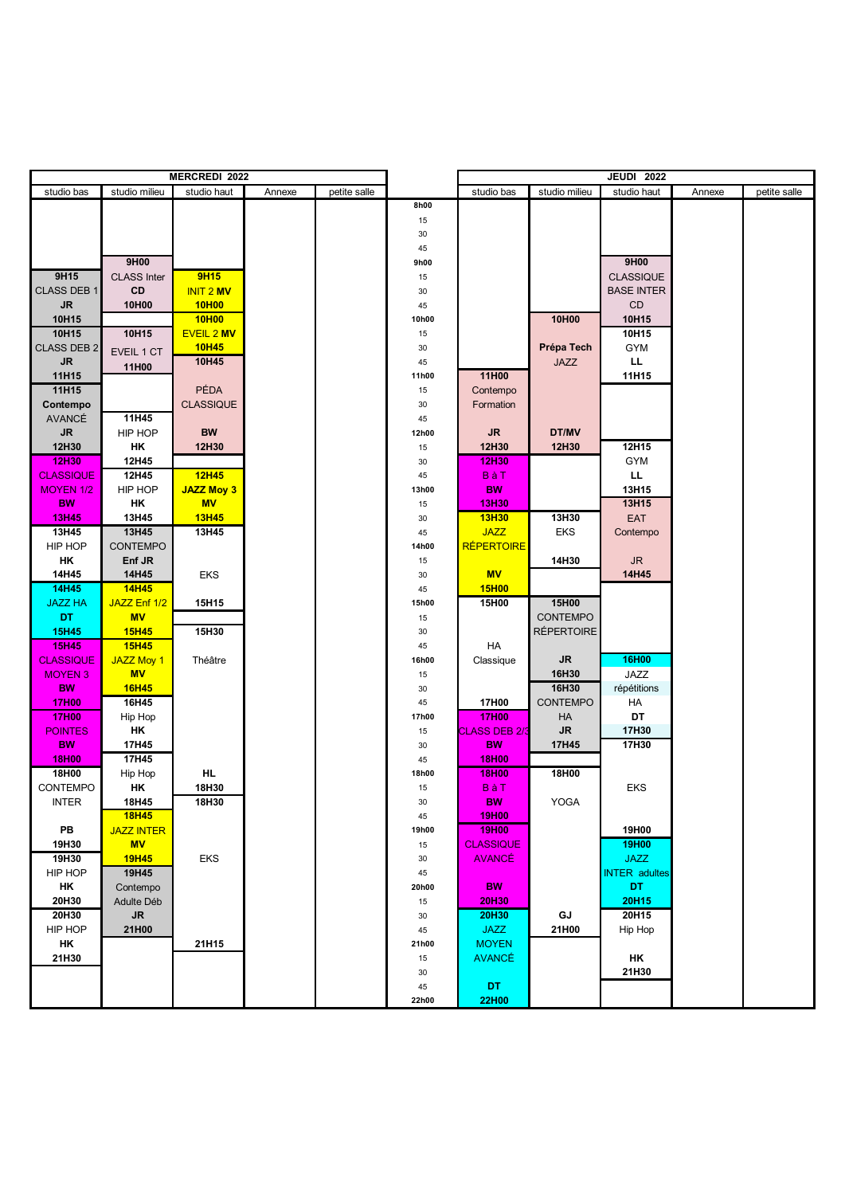| MERCREDI 2022 | | | | | | JEUDI 2022 | | | | |
|---|---|---|---|---|---|---|---|---|---|---|
| studio bas | studio milieu | studio haut | Annexe | petite salle | | studio bas | studio milieu | studio haut | Annexe | petite salle |
| | | | | | 8h00 | | | | | |
| | | | | | 15 | | | | | |
| | | | | | 30 | | | | | |
| | | | | | 45 | | | | | |
| | 9H00 | | | | 9h00 | | | 9H00 | | |
| 9H15 | CLASS Inter | 9H15 | | | 15 | | | CLASSIQUE | | |
| CLASS DEB 1 | CD | INIT 2 MV | | | 30 | | | BASE INTER | | |
| JR | 10H00 | 10H00 | | | 45 | | | CD | | |
| 10H15 | | 10H00 | | | 10h00 | | 10H00 | 10H15 | | |
| 10H15 | 10H15 | EVEIL 2 MV | | | 15 | | | 10H15 | | |
| CLASS DEB 2 | EVEIL 1 CT | 10H45 | | | 30 | | Prépa Tech | GYM | | |
| JR | 11H00 | 10H45 | | | 45 | | JAZZ | LL | | |
| 11H15 | | | | | 11h00 | 11H00 | | 11H15 | | |
| 11H15 | | PÉDA | | | 15 | Contempo | | | | |
| Contempo | | CLASSIQUE | | | 30 | Formation | | | | |
| AVANCÉ | 11H45 | | | | 45 | | | | | |
| JR | HIP HOP | BW | | | 12h00 | JR | DT/MV | | | |
| 12H30 | HK | 12H30 | | | 15 | 12H30 | 12H30 | 12H15 | | |
| 12H30 | 12H45 | | | | 30 | 12H30 | | GYM | | |
| CLASSIQUE | 12H45 | 12H45 | | | 45 | B à T | | LL | | |
| MOYEN 1/2 | HIP HOP | JAZZ Moy 3 | | | 13h00 | BW | | 13H15 | | |
| BW | HK | MV | | | 15 | 13H30 | | 13H15 | | |
| 13H45 | 13H45 | 13H45 | | | 30 | 13H30 | 13H30 | EAT | | |
| 13H45 | 13H45 | 13H45 | | | 45 | JAZZ | EKS | Contempo | | |
| HIP HOP | CONTEMPO | | | | 14h00 | RÉPERTOIRE | | | | |
| HK | Enf JR | | | | 15 | | 14H30 | JR | | |
| 14H45 | 14H45 | EKS | | | 30 | MV | | 14H45 | | |
| 14H45 | 14H45 | | | | 45 | 15H00 | | | | |
| JAZZ HA | JAZZ Enf 1/2 | 15H15 | | | 15h00 | 15H00 | 15H00 | | | |
| DT | MV | | | | 15 | | CONTEMPO | | | |
| 15H45 | 15H45 | 15H30 | | | 30 | | RÉPERTOIRE | | | |
| 15H45 | 15H45 | | | | 45 | HA | | | | |
| CLASSIQUE | JAZZ Moy 1 | Théâtre | | | 16h00 | Classique | JR | 16H00 | | |
| MOYEN 3 | MV | | | | 15 | | 16H30 | JAZZ | | |
| BW | 16H45 | | | | 30 | | 16H30 | répétitions | | |
| 17H00 | 16H45 | | | | 45 | 17H00 | CONTEMPO | HA | | |
| 17H00 | Hip Hop | | | | 17h00 | 17H00 | HA | DT | | |
| POINTES | HK | | | | 15 | CLASS DEB 2/3 | JR | 17H30 | | |
| BW | 17H45 | | | | 30 | BW | 17H45 | 17H30 | | |
| 18H00 | 17H45 | | | | 45 | 18H00 | | | | |
| 18H00 | Hip Hop | HL | | | 18h00 | 18H00 | 18H00 | | | |
| CONTEMPO | HK | 18H30 | | | 15 | B à T | | EKS | | |
| INTER | 18H45 | 18H30 | | | 30 | BW | YOGA | | | |
| | 18H45 | | | | 45 | 19H00 | | | | |
| PB | JAZZ INTER | | | | 19h00 | 19H00 | | 19H00 | | |
| 19H30 | MV | | | | 15 | CLASSIQUE | | 19H00 | | |
| 19H30 | 19H45 | EKS | | | 30 | AVANCÉ | | JAZZ | | |
| HIP HOP | 19H45 | | | | 45 | | | INTER adultes | | |
| HK | Contempo | | | | 20h00 | BW | | DT | | |
| 20H30 | Adulte Déb | | | | 15 | 20H30 | | 20H15 | | |
| 20H30 | JR | | | | 30 | 20H30 | GJ | 20H15 | | |
| HIP HOP | 21H00 | | | | 45 | JAZZ | 21H00 | Hip Hop | | |
| HK | | 21H15 | | | 21h00 | MOYEN | | | | |
| 21H30 | | | | | 15 | AVANCÉ | | HK | | |
| | | | | | 30 | | | 21H30 | | |
| | | | | | 45 | DT | | | | |
| | | | | | 22h00 | 22H00 | | | | |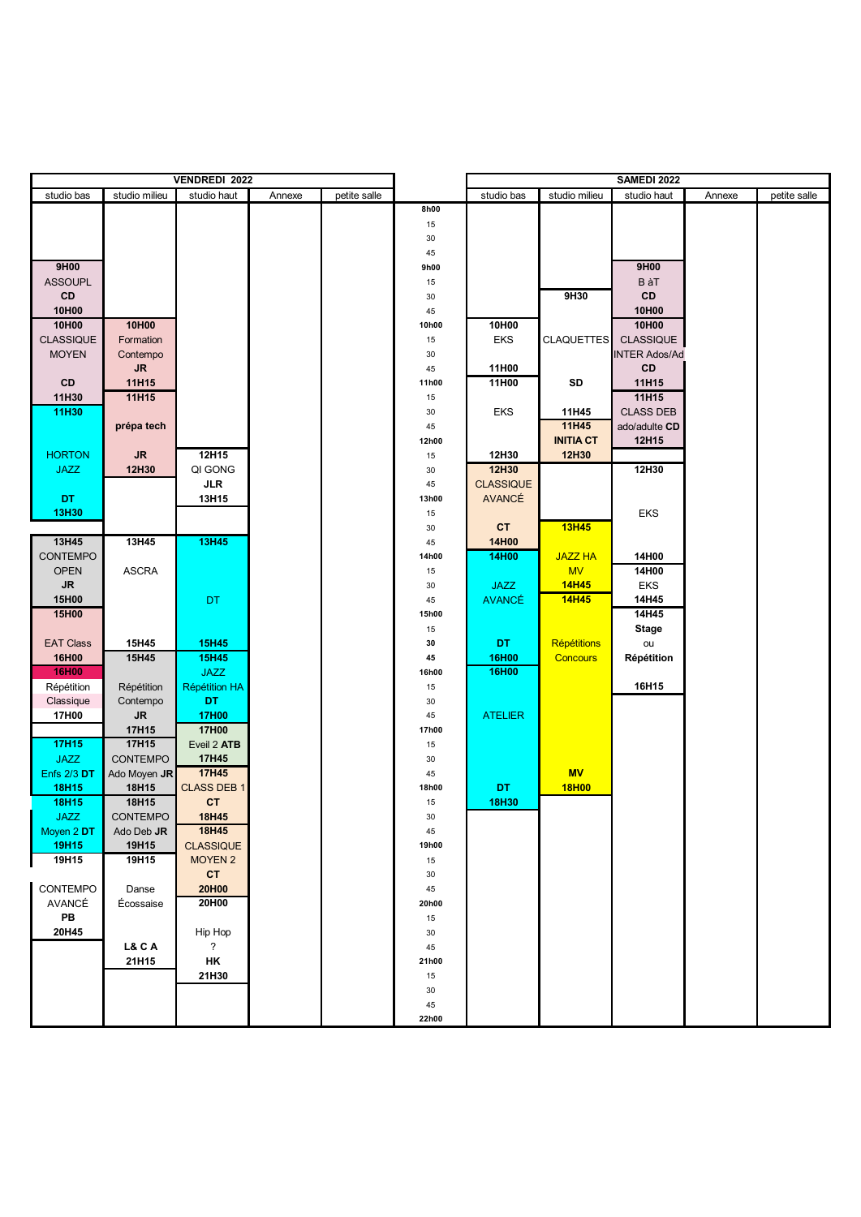| VENDREDI 2022 | | | | | | SAMEDI 2022 | | | | |
|---|---|---|---|---|---|---|---|---|---|---|
| studio bas | studio milieu | studio haut | Annexe | petite salle | | studio bas | studio milieu | studio haut | Annexe | petite salle |
| | | | | | 8h00 | | | | | |
| | | | | | 15 | | | | | |
| | | | | | 30 | | | | | |
| | | | | | 45 | | | | | |
| 9H00 | | | | | 9h00 | | | 9H00 | | |
| ASSOUPL | | | | | 15 | | | B àT | | |
| CD | | | | | 30 | | 9H30 | CD | | |
| 10H00 | | | | | 45 | | | 10H00 | | |
| 10H00 | 10H00 | | | | 10h00 | 10H00 | | 10H00 | | |
| CLASSIQUE | Formation | | | | 15 | EKS | CLAQUETTES | CLASSIQUE | | |
| MOYEN | Contempo | | | | 30 | | | INTER Ados/Ad | | |
| | JR | | | | 45 | 11H00 | | CD | | |
| CD | 11H15 | | | | 11h00 | 11H00 | SD | 11H15 | | |
| 11H30 | 11H15 | | | | 15 | | | 11H15 | | |
| 11H30 | | | | | 30 | EKS | 11H45 | CLASS DEB | | |
| | prépa tech | | | | 45 | | 11H45 | ado/adulte CD | | |
| | | | | | 12h00 | | INITIA CT | 12H15 | | |
| HORTON | JR | 12H15 | | | 15 | 12H30 | 12H30 | | | |
| JAZZ | 12H30 | QI GONG | | | 30 | 12H30 | | 12H30 | | |
| | | JLR | | | 45 | CLASSIQUE | | | | |
| DT | | 13H15 | | | 13h00 | AVANCÉ | | | | |
| 13H30 | | | | | 15 | | | EKS | | |
| | | | | | 30 | CT | 13H45 | | | |
| 13H45 | 13H45 | 13H45 | | | 45 | 14H00 | | | | |
| CONTEMPO | | | | | 14h00 | 14H00 | JAZZ HA | 14H00 | | |
| OPEN | ASCRA | | | | 15 | | MV | 14H00 | | |
| JR | | | | | 30 | JAZZ | 14H45 | EKS | | |
| 15H00 | | DT | | | 45 | AVANCÉ | 14H45 | 14H45 | | |
| 15H00 | | | | | 15h00 | | | 14H45 | | |
| | | | | | 15 | | | Stage | | |
| EAT Class | 15H45 | 15H45 | | | 30 | DT | Répétitions | ou | | |
| 16H00 | 15H45 | 15H45 | | | 45 | 16H00 | Concours | Répétition | | |
| 16H00 | | JAZZ | | | 16h00 | 16H00 | | | | |
| Répétition | Répétition | Répétition HA | | | 15 | | | 16H15 | | |
| Classique | Contempo | DT | | | 30 | | | | | |
| 17H00 | JR | 17H00 | | | 45 | ATELIER | | | | |
| | 17H15 | 17H00 | | | 17h00 | | | | | |
| 17H15 | 17H15 | Eveil 2 ATB | | | 15 | | | | | |
| JAZZ | CONTEMPO | 17H45 | | | 30 | | | | | |
| Enfs 2/3 DT | Ado Moyen JR | 17H45 | | | 45 | | MV | | | |
| 18H15 | 18H15 | CLASS DEB 1 | | | 18h00 | DT | 18H00 | | | |
| 18H15 | 18H15 | CT | | | 15 | 18H30 | | | | |
| JAZZ | CONTEMPO | 18H45 | | | 30 | | | | | |
| Moyen 2 DT | Ado Deb JR | 18H45 | | | 45 | | | | | |
| 19H15 | 19H15 | CLASSIQUE | | | 19h00 | | | | | |
| 19H15 | 19H15 | MOYEN 2 | | | 15 | | | | | |
| | | CT | | | 30 | | | | | |
| CONTEMPO | Danse | 20H00 | | | 45 | | | | | |
| AVANCÉ | Écossaise | 20H00 | | | 20h00 | | | | | |
| PB | | | | | 15 | | | | | |
| 20H45 | | Hip Hop | | | 30 | | | | | |
| | L& C A | ? | | | 45 | | | | | |
| | 21H15 | HK | | | 21h00 | | | | | |
| | | 21H30 | | | 15 | | | | | |
| | | | | | 30 | | | | | |
| | | | | | 45 | | | | | |
| | | | | | 22h00 | | | | | |